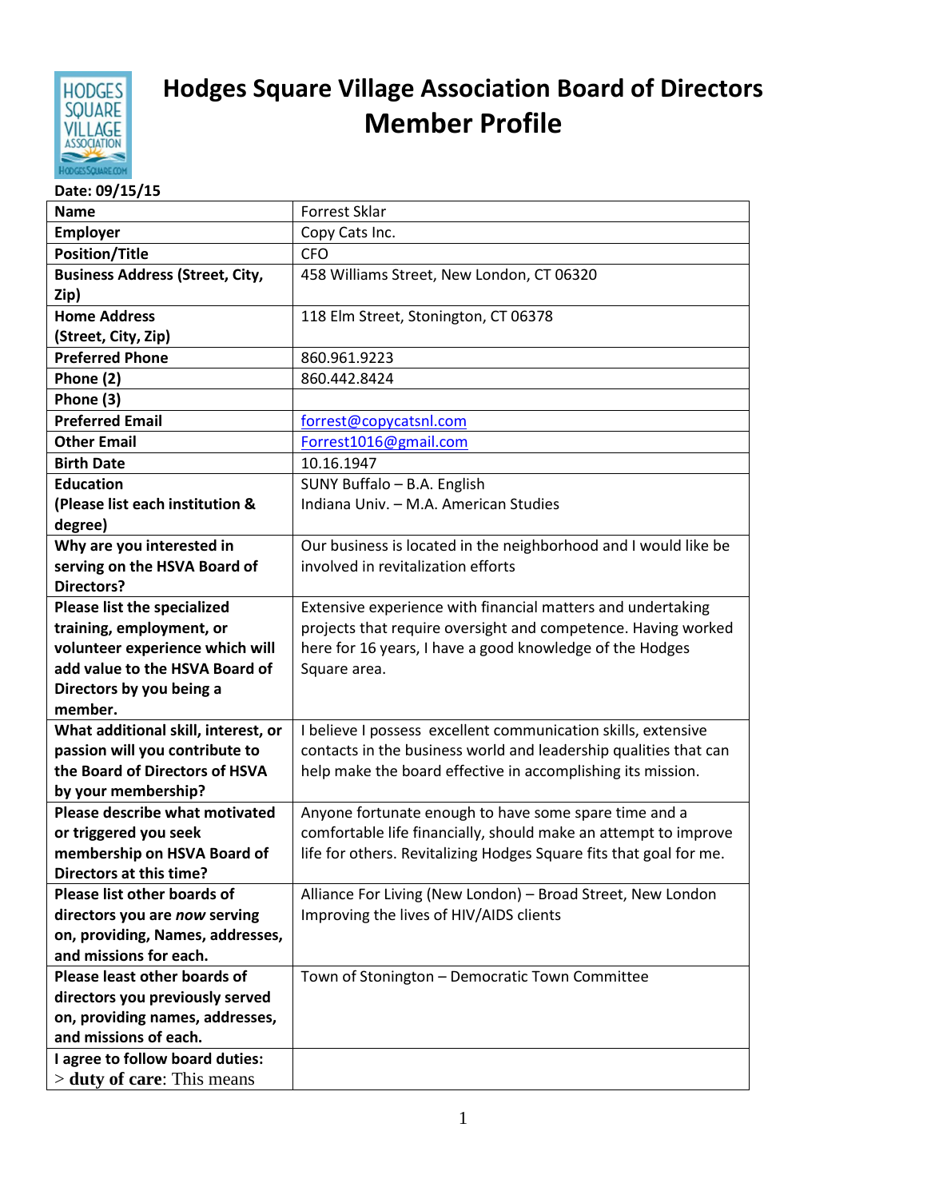# Hodges Square Village Association Board of Directors Member Profile

**Date: 09/15/15**

| | |
|---|---|
| **Name** | Forrest Sklar |
| **Employer** | Copy Cats Inc. |
| **Position/Title** | CFO |
| **Business Address (Street, City, Zip)** | 458 Williams Street, New London, CT 06320 |
| **Home Address (Street, City, Zip)** | 118 Elm Street, Stonington, CT 06378 |
| **Preferred Phone** | 860.961.9223 |
| **Phone (2)** | 860.442.8424 |
| **Phone (3)** | |
| **Preferred Email** | forrest@copycatsnl.com |
| **Other Email** | Forrest1016@gmail.com |
| **Birth Date** | 10.16.1947 |
| **Education (Please list each institution & degree)** | SUNY Buffalo – B.A. English<br>Indiana Univ. – M.A. American Studies |
| **Why are you interested in serving on the HSVA Board of Directors?** | Our business is located in the neighborhood and I would like be involved in revitalization efforts |
| **Please list the specialized training, employment, or volunteer experience which will add value to the HSVA Board of Directors by you being a member.** | Extensive experience with financial matters and undertaking projects that require oversight and competence. Having worked here for 16 years, I have a good knowledge of the Hodges Square area. |
| **What additional skill, interest, or passion will you contribute to the Board of Directors of HSVA by your membership?** | I believe I possess excellent communication skills, extensive contacts in the business world and leadership qualities that can help make the board effective in accomplishing its mission. |
| **Please describe what motivated or triggered you seek membership on HSVA Board of Directors at this time?** | Anyone fortunate enough to have some spare time and a comfortable life financially, should make an attempt to improve life for others. Revitalizing Hodges Square fits that goal for me. |
| **Please list other boards of directors you are *now* serving on, providing, Names, addresses, and missions for each.** | Alliance For Living (New London) – Broad Street, New London<br>Improving the lives of HIV/AIDS clients |
| **Please least other boards of directors you previously served on, providing names, addresses, and missions of each.** | Town of Stonington – Democratic Town Committee |
| **I agree to follow board duties:**<br>> **duty of care**: This means | |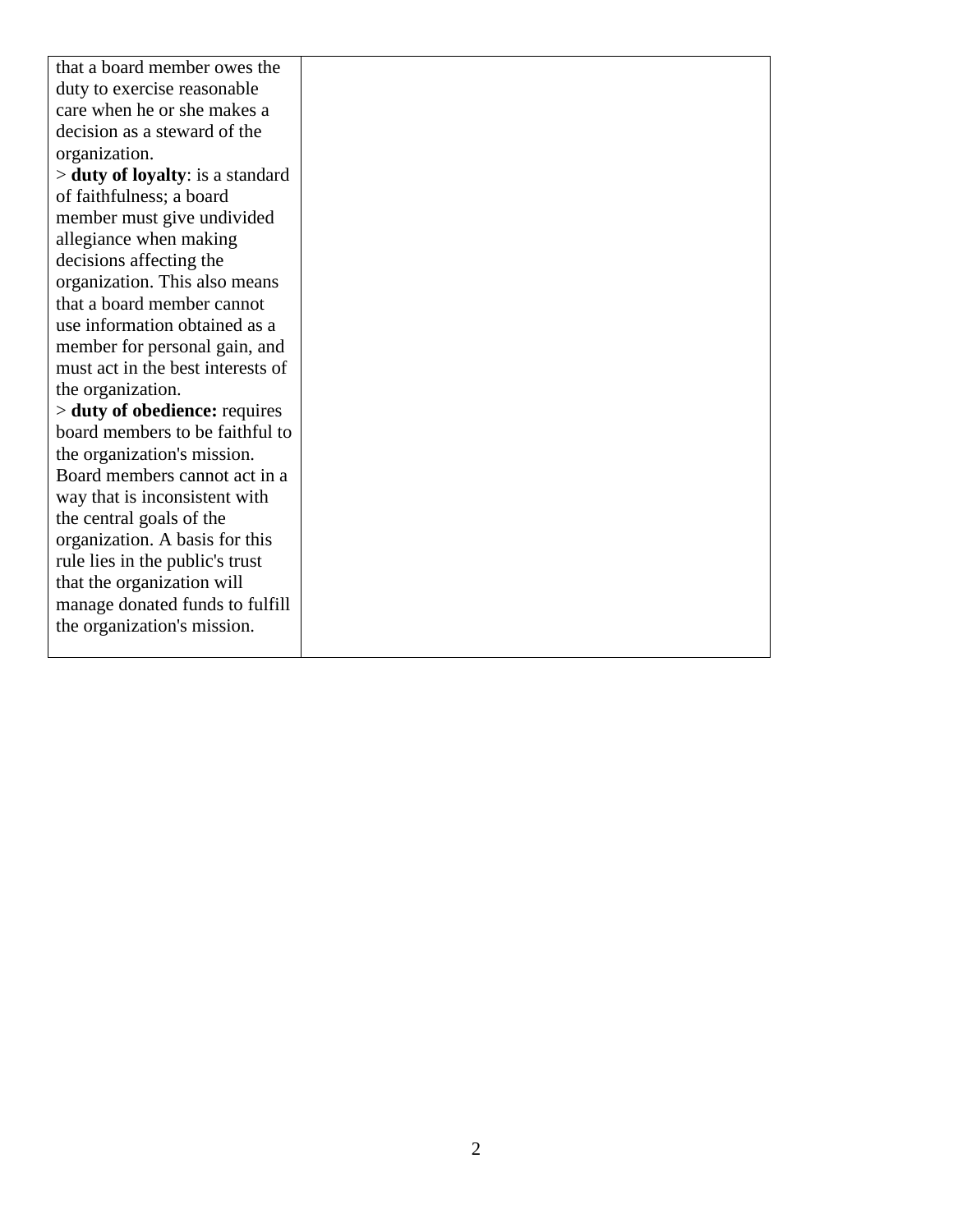| | |
|---|---|
| that a board member owes the duty to exercise reasonable care when he or she makes a decision as a steward of the organization.<br>> **duty of loyalty**: is a standard of faithfulness; a board member must give undivided allegiance when making decisions affecting the organization. This also means that a board member cannot use information obtained as a member for personal gain, and must act in the best interests of the organization.<br>> **duty of obedience:** requires board members to be faithful to the organization's mission. Board members cannot act in a way that is inconsistent with the central goals of the organization. A basis for this rule lies in the public's trust that the organization will manage donated funds to fulfill the organization's mission. | |